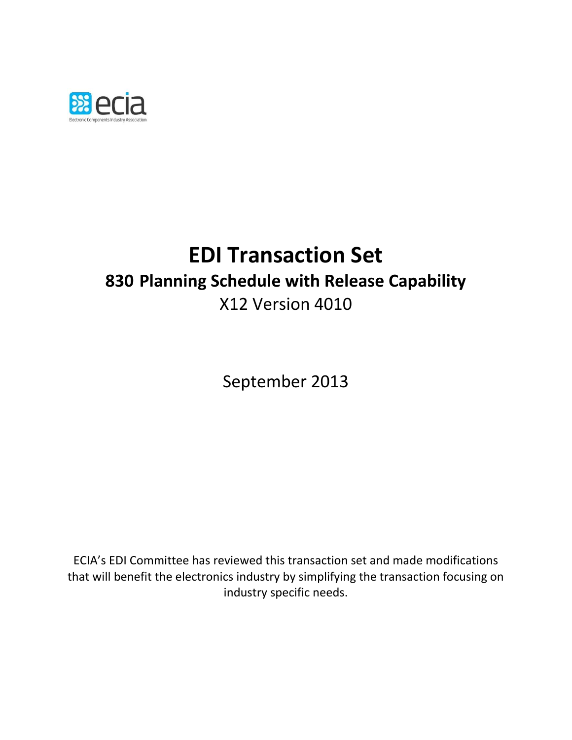# EDI Transaction Set

## 830 Planning Schedule with Release Capability

X12 Version 4010

September 2013

ECIA's EDI Committee has reviewed this transaction set and made modifications that will benefit the electronics industry by simplifying the transaction focusing on industry specific needs.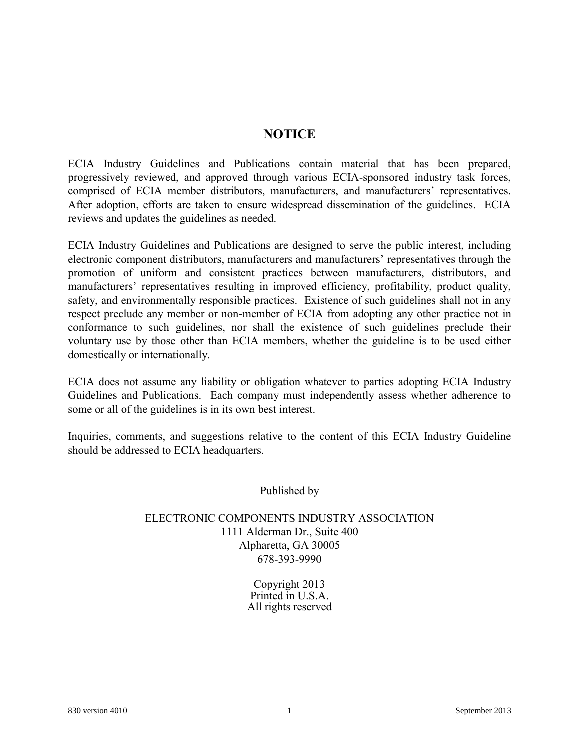## NOTICE

ECIA Industry Guidelines and Publications contain material that has been prepared, progressively reviewed, and approved through various ECIA-sponsored industry task forces, comprised of ECIA member distributors, manufacturers, and manufacturers' representatives. After adoption, efforts are taken to ensure widespread dissemination of the guidelines. ECIA reviews and updates the guidelines as needed.

ECIA Industry Guidelines and Publications are designed to serve the public interest, including electronic component distributors, manufacturers and manufacturers' representatives through the promotion of uniform and consistent practices between manufacturers, distributors, and manufacturers' representatives resulting in improved efficiency, profitability, product quality, safety, and environmentally responsible practices. Existence of such guidelines shall not in any respect preclude any member or non-member of ECIA from adopting any other practice not in conformance to such guidelines, nor shall the existence of such guidelines preclude their voluntary use by those other than ECIA members, whether the guideline is to be used either domestically or internationally.

ECIA does not assume any liability or obligation whatever to parties adopting ECIA Industry Guidelines and Publications. Each company must independently assess whether adherence to some or all of the guidelines is in its own best interest.

Inquiries, comments, and suggestions relative to the content of this ECIA Industry Guideline should be addressed to ECIA headquarters.

Published by

ELECTRONIC COMPONENTS INDUSTRY ASSOCIATION
1111 Alderman Dr., Suite 400
Alpharetta, GA 30005
678-393-9990

Copyright 2013
Printed in U.S.A.
All rights reserved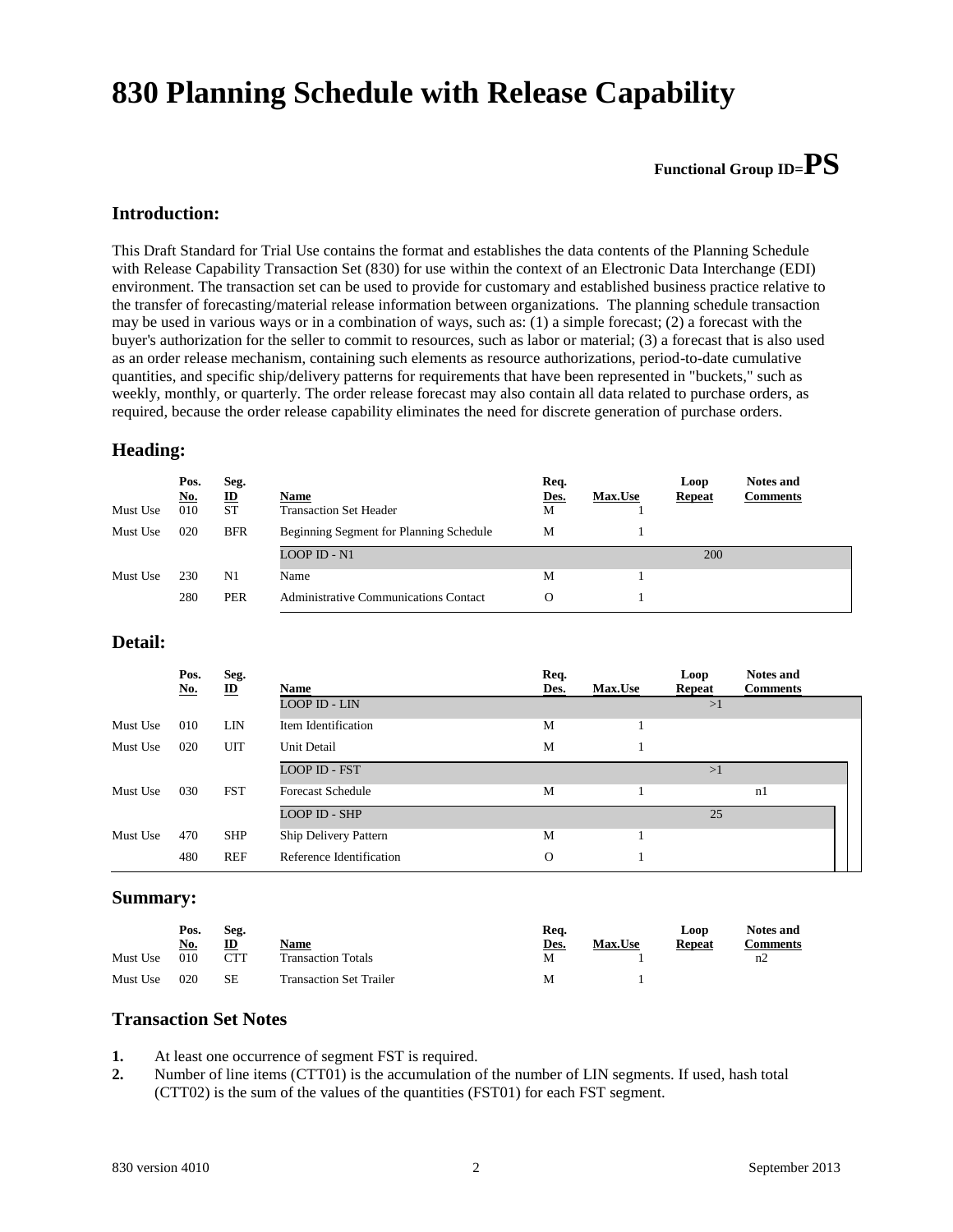# 830 Planning Schedule with Release Capability

**Functional Group ID=PS**

## Introduction:

This Draft Standard for Trial Use contains the format and establishes the data contents of the Planning Schedule with Release Capability Transaction Set (830) for use within the context of an Electronic Data Interchange (EDI) environment. The transaction set can be used to provide for customary and established business practice relative to the transfer of forecasting/material release information between organizations. The planning schedule transaction may be used in various ways or in a combination of ways, such as: (1) a simple forecast; (2) a forecast with the buyer's authorization for the seller to commit to resources, such as labor or material; (3) a forecast that is also used as an order release mechanism, containing such elements as resource authorizations, period-to-date cumulative quantities, and specific ship/delivery patterns for requirements that have been represented in "buckets," such as weekly, monthly, or quarterly. The order release forecast may also contain all data related to purchase orders, as required, because the order release capability eliminates the need for discrete generation of purchase orders.

## Heading:

| | Pos. No. | Seg. ID | Name | Req. Des. | Max.Use | Loop Repeat | Notes and Comments |
|---|---|---|---|---|---|---|---|
| Must Use | 010 | ST | Transaction Set Header | M | 1 | | |
| Must Use | 020 | BFR | Beginning Segment for Planning Schedule | M | 1 | | |
| | | | LOOP ID - N1 | | | 200 | |
| Must Use | 230 | N1 | Name | M | 1 | | |
| | 280 | PER | Administrative Communications Contact | O | 1 | | |

## Detail:

| | Pos. No. | Seg. ID | Name | Req. Des. | Max.Use | Loop Repeat | Notes and Comments |
|---|---|---|---|---|---|---|---|
| | | | LOOP ID - LIN | | | >1 | |
| Must Use | 010 | LIN | Item Identification | M | 1 | | |
| Must Use | 020 | UIT | Unit Detail | M | 1 | | |
| | | | LOOP ID - FST | | | >1 | |
| Must Use | 030 | FST | Forecast Schedule | M | 1 | | n1 |
| | | | LOOP ID - SHP | | | 25 | |
| Must Use | 470 | SHP | Ship Delivery Pattern | M | 1 | | |
| | 480 | REF | Reference Identification | O | 1 | | |

## Summary:

| | Pos. No. | Seg. ID | Name | Req. Des. | Max.Use | Loop Repeat | Notes and Comments |
|---|---|---|---|---|---|---|---|
| Must Use | 010 | CTT | Transaction Totals | M | 1 | | n2 |
| Must Use | 020 | SE | Transaction Set Trailer | M | 1 | | |

## Transaction Set Notes

1. At least one occurrence of segment FST is required.
2. Number of line items (CTT01) is the accumulation of the number of LIN segments. If used, hash total (CTT02) is the sum of the values of the quantities (FST01) for each FST segment.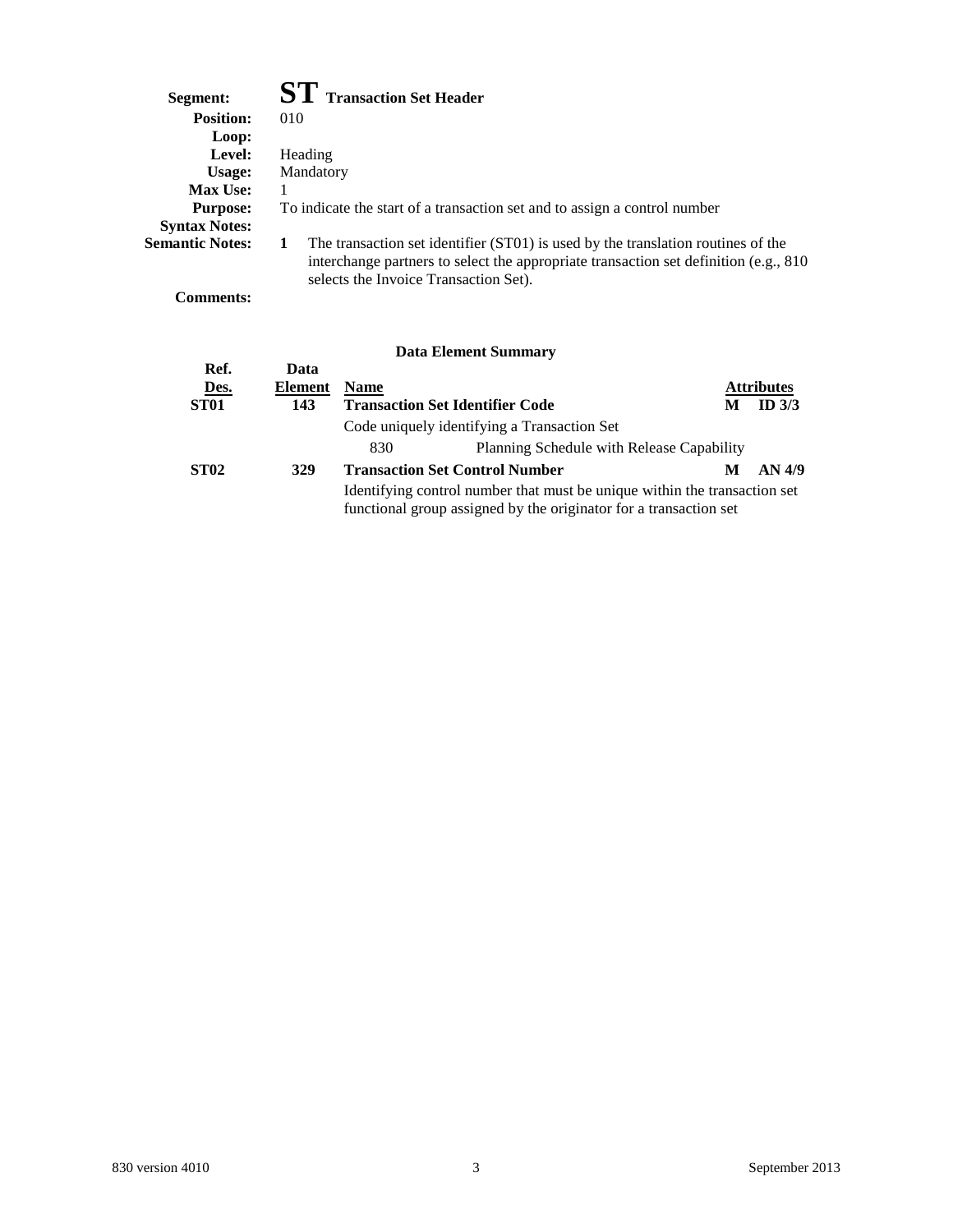**Segment:** **ST** **Transaction Set Header**

**Position:** 010

**Loop:**

**Level:** Heading

**Usage:** Mandatory

**Max Use:** 1

**Purpose:** To indicate the start of a transaction set and to assign a control number

**Syntax Notes:**

**Semantic Notes:**

1. The transaction set identifier (ST01) is used by the translation routines of the interchange partners to select the appropriate transaction set definition (e.g., 810 selects the Invoice Transaction Set).

**Comments:**

### Data Element Summary

| Ref. Des. | Data Element | Name | | Attributes | |
|---|---|---|---|---|---|
| **ST01** | **143** | **Transaction Set Identifier Code** | | **M** | **ID 3/3** |
| | | Code uniquely identifying a Transaction Set | | | |
| | | 830 | Planning Schedule with Release Capability | | |
| **ST02** | **329** | **Transaction Set Control Number** | | **M** | **AN 4/9** |
| | | Identifying control number that must be unique within the transaction set functional group assigned by the originator for a transaction set | | | |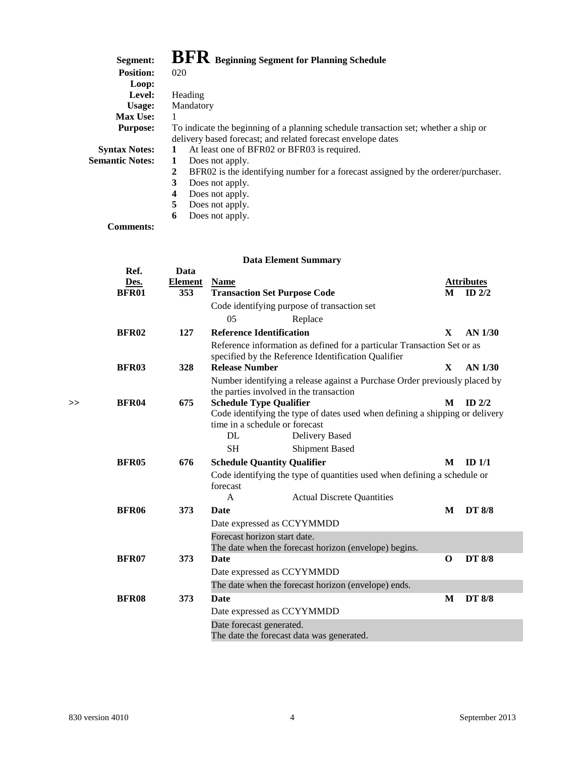**Segment:** **BFR** **Beginning Segment for Planning Schedule**
**Position:** 020
**Loop:**
**Level:** Heading
**Usage:** Mandatory
**Max Use:** 1
**Purpose:** To indicate the beginning of a planning schedule transaction set; whether a ship or delivery based forecast; and related forecast envelope dates
**Syntax Notes:**
1. At least one of BFR02 or BFR03 is required.

**Semantic Notes:**
1. Does not apply.
2. BFR02 is the identifying number for a forecast assigned by the orderer/purchaser.
3. Does not apply.
4. Does not apply.
5. Does not apply.
6. Does not apply.

**Comments:**

**Data Element Summary**

| | Ref. Des. | Data Element | Name | | Attributes | |
|---|---|---|---|---|---|---|
| | **BFR01** | **353** | **Transaction Set Purpose Code** | | **M** | **ID 2/2** |
| | | | Code identifying purpose of transaction set | | | |
| | | | 05 | Replace | | |
| | **BFR02** | **127** | **Reference Identification** | | **X** | **AN 1/30** |
| | | | Reference information as defined for a particular Transaction Set or as specified by the Reference Identification Qualifier | | | |
| | **BFR03** | **328** | **Release Number** | | **X** | **AN 1/30** |
| | | | Number identifying a release against a Purchase Order previously placed by the parties involved in the transaction | | | |
| >> | **BFR04** | **675** | **Schedule Type Qualifier** | | **M** | **ID 2/2** |
| | | | Code identifying the type of dates used when defining a shipping or delivery time in a schedule or forecast | | | |
| | | | DL | Delivery Based | | |
| | | | SH | Shipment Based | | |
| | **BFR05** | **676** | **Schedule Quantity Qualifier** | | **M** | **ID 1/1** |
| | | | Code identifying the type of quantities used when defining a schedule or forecast | | | |
| | | | A | Actual Discrete Quantities | | |
| | **BFR06** | **373** | **Date** | | **M** | **DT 8/8** |
| | | | Date expressed as CCYYMMDD | | | |
| | | | Forecast horizon start date. The date when the forecast horizon (envelope) begins. | | | |
| | **BFR07** | **373** | **Date** | | **O** | **DT 8/8** |
| | | | Date expressed as CCYYMMDD | | | |
| | | | The date when the forecast horizon (envelope) ends. | | | |
| | **BFR08** | **373** | **Date** | | **M** | **DT 8/8** |
| | | | Date expressed as CCYYMMDD | | | |
| | | | Date forecast generated. The date the forecast data was generated. | | | |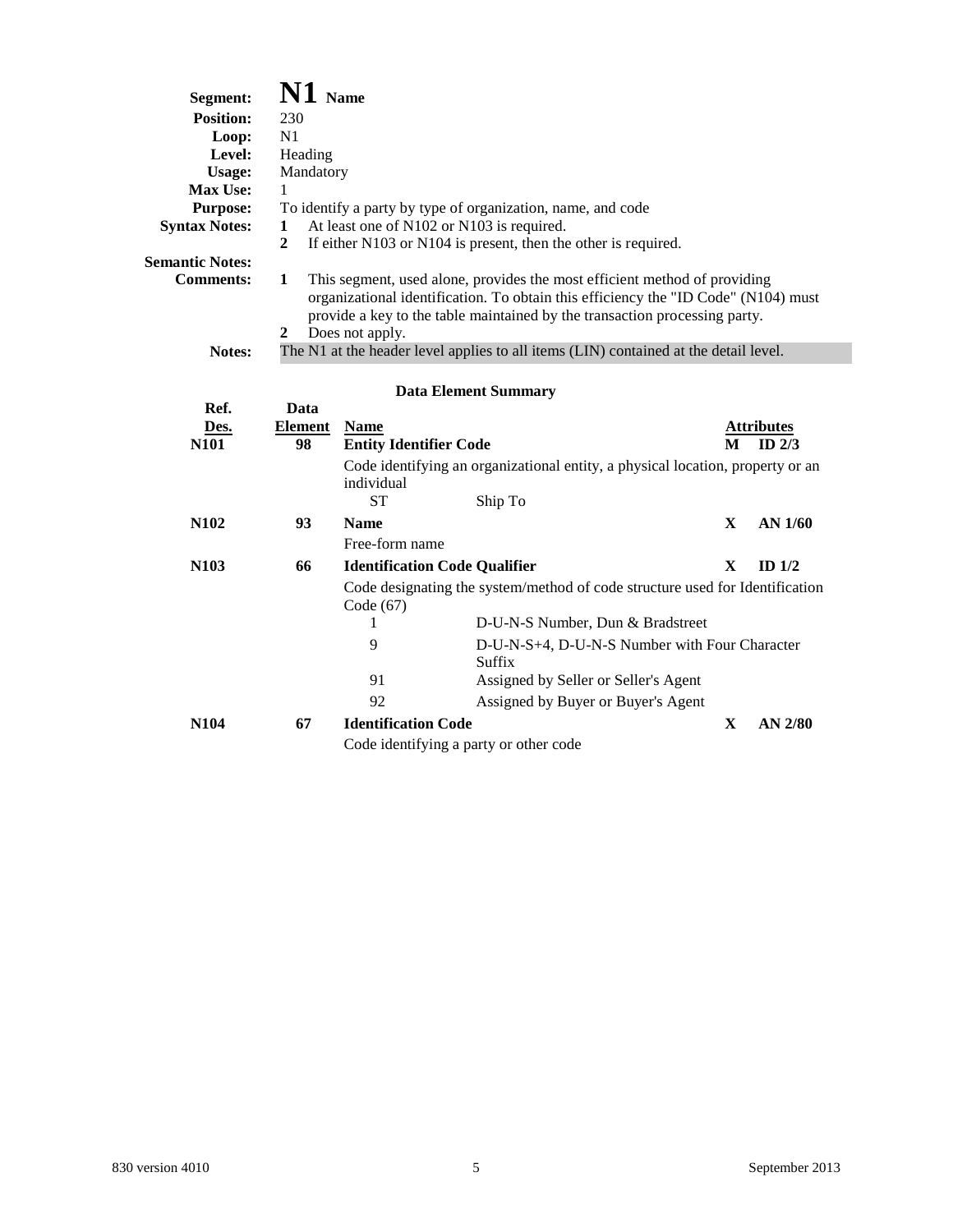**Segment:** **N1** **Name**

**Position:** 230

**Loop:** N1

**Level:** Heading

**Usage:** Mandatory

**Max Use:** 1

**Purpose:** To identify a party by type of organization, name, and code

**Syntax Notes:**

1. At least one of N102 or N103 is required.
2. If either N103 or N104 is present, then the other is required.

**Semantic Notes:**

**Comments:**

1. This segment, used alone, provides the most efficient method of providing organizational identification. To obtain this efficiency the "ID Code" (N104) must provide a key to the table maintained by the transaction processing party.
2. Does not apply.

**Notes:** The N1 at the header level applies to all items (LIN) contained at the detail level.

### Data Element Summary

| Ref. Des. | Data Element | Name | | Attributes | |
|---|---|---|---|---|---|
| **N101** | **98** | **Entity Identifier Code** | | **M** | **ID 2/3** |
| | | Code identifying an organizational entity, a physical location, property or an individual | | | |
| | | ST | Ship To | | |
| **N102** | **93** | **Name** | | **X** | **AN 1/60** |
| | | Free-form name | | | |
| **N103** | **66** | **Identification Code Qualifier** | | **X** | **ID 1/2** |
| | | Code designating the system/method of code structure used for Identification Code (67) | | | |
| | | 1 | D-U-N-S Number, Dun & Bradstreet | | |
| | | 9 | D-U-N-S+4, D-U-N-S Number with Four Character Suffix | | |
| | | 91 | Assigned by Seller or Seller's Agent | | |
| | | 92 | Assigned by Buyer or Buyer's Agent | | |
| **N104** | **67** | **Identification Code** | | **X** | **AN 2/80** |
| | | Code identifying a party or other code | | | |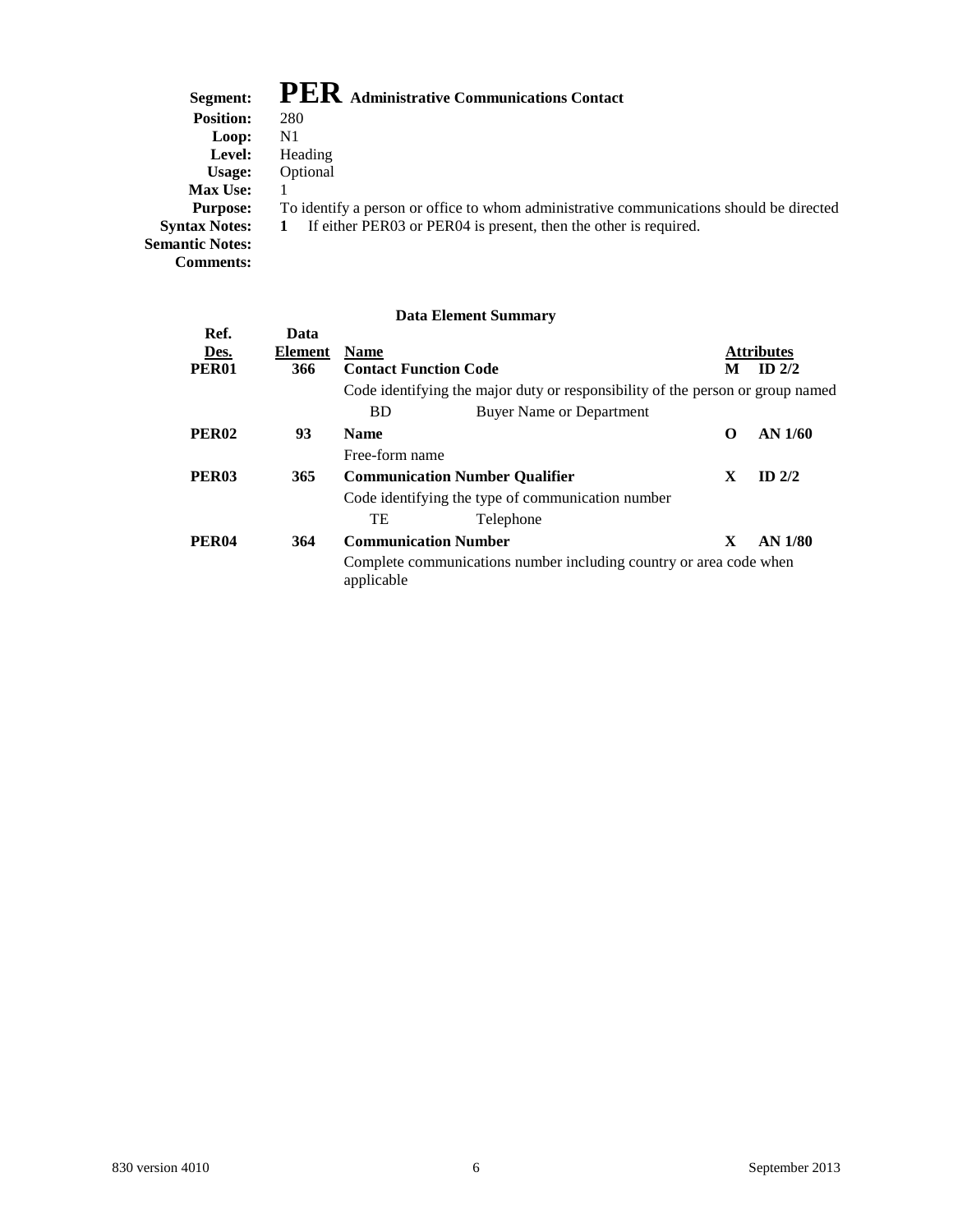**Segment:** **PER** **Administrative Communications Contact**
**Position:** 280
**Loop:** N1
**Level:** Heading
**Usage:** Optional
**Max Use:** 1
**Purpose:** To identify a person or office to whom administrative communications should be directed
**Syntax Notes:** **1** If either PER03 or PER04 is present, then the other is required.
**Semantic Notes:**
**Comments:**

### Data Element Summary

| Ref. Des. | Data Element | Name | | Attributes | |
|---|---|---|---|---|---|
| **PER01** | **366** | **Contact Function Code** | | **M** | **ID 2/2** |
| | | Code identifying the major duty or responsibility of the person or group named | | | |
| | | BD | Buyer Name or Department | | |
| **PER02** | **93** | **Name** | | **O** | **AN 1/60** |
| | | Free-form name | | | |
| **PER03** | **365** | **Communication Number Qualifier** | | **X** | **ID 2/2** |
| | | Code identifying the type of communication number | | | |
| | | TE | Telephone | | |
| **PER04** | **364** | **Communication Number** | | **X** | **AN 1/80** |
| | | Complete communications number including country or area code when applicable | | | |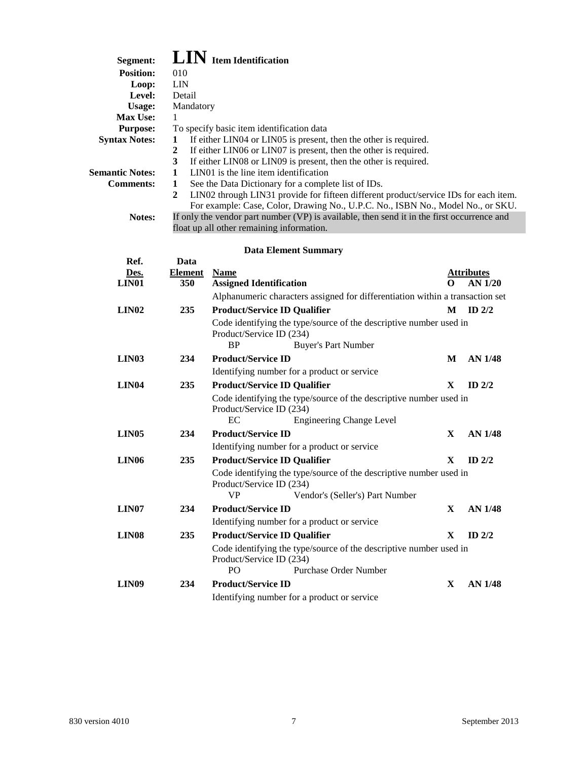**Segment:** **LIN** Item Identification
**Position:** 010
**Loop:** LIN
**Level:** Detail
**Usage:** Mandatory
**Max Use:** 1
**Purpose:** To specify basic item identification data
**Syntax Notes:**
1. If either LIN04 or LIN05 is present, then the other is required.
2. If either LIN06 or LIN07 is present, then the other is required.
3. If either LIN08 or LIN09 is present, then the other is required.

**Semantic Notes:**
1. LIN01 is the line item identification

**Comments:**
1. See the Data Dictionary for a complete list of IDs.
2. LIN02 through LIN31 provide for fifteen different product/service IDs for each item. For example: Case, Color, Drawing No., U.P.C. No., ISBN No., Model No., or SKU.

**Notes:** If only the vendor part number (VP) is available, then send it in the first occurrence and float up all other remaining information.

**Data Element Summary**

| Ref. Des. | Data Element | Name | | Attributes |
|---|---|---|---|---|
| **LIN01** | **350** | **Assigned Identification** | **O** | **AN 1/20** |
| | | Alphanumeric characters assigned for differentiation within a transaction set | | |
| **LIN02** | **235** | **Product/Service ID Qualifier** | **M** | **ID 2/2** |
| | | Code identifying the type/source of the descriptive number used in Product/Service ID (234)<br>BP Buyer's Part Number | | |
| **LIN03** | **234** | **Product/Service ID** | **M** | **AN 1/48** |
| | | Identifying number for a product or service | | |
| **LIN04** | **235** | **Product/Service ID Qualifier** | **X** | **ID 2/2** |
| | | Code identifying the type/source of the descriptive number used in Product/Service ID (234)<br>EC Engineering Change Level | | |
| **LIN05** | **234** | **Product/Service ID** | **X** | **AN 1/48** |
| | | Identifying number for a product or service | | |
| **LIN06** | **235** | **Product/Service ID Qualifier** | **X** | **ID 2/2** |
| | | Code identifying the type/source of the descriptive number used in Product/Service ID (234)<br>VP Vendor's (Seller's) Part Number | | |
| **LIN07** | **234** | **Product/Service ID** | **X** | **AN 1/48** |
| | | Identifying number for a product or service | | |
| **LIN08** | **235** | **Product/Service ID Qualifier** | **X** | **ID 2/2** |
| | | Code identifying the type/source of the descriptive number used in Product/Service ID (234)<br>PO Purchase Order Number | | |
| **LIN09** | **234** | **Product/Service ID** | **X** | **AN 1/48** |
| | | Identifying number for a product or service | | |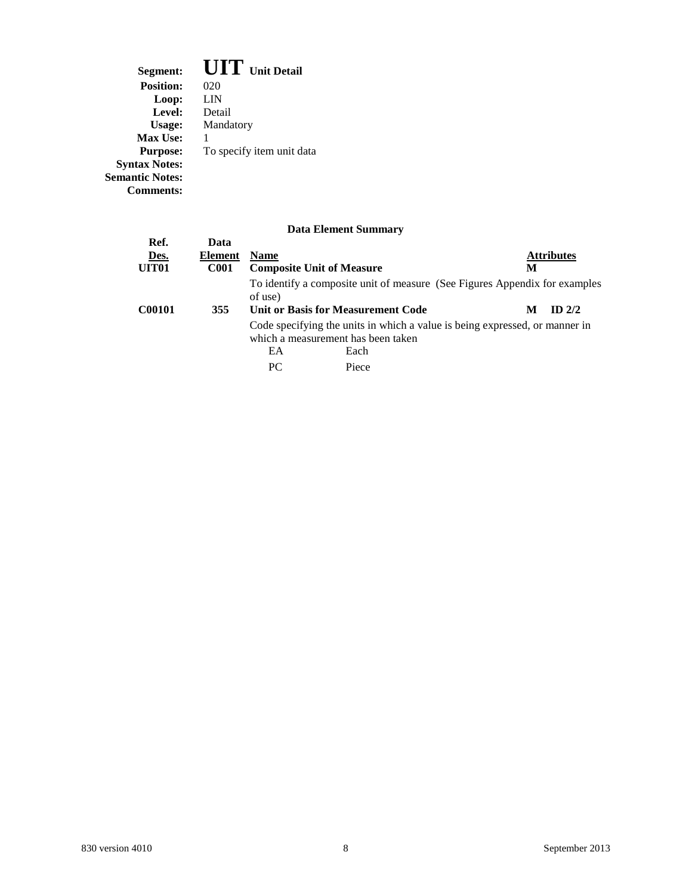**Segment:** **UIT** **Unit Detail**
**Position:** 020
**Loop:** LIN
**Level:** Detail
**Usage:** Mandatory
**Max Use:** 1
**Purpose:** To specify item unit data
**Syntax Notes:**
**Semantic Notes:**
**Comments:**

**Data Element Summary**

| Ref. Des. | Data Element | Name | Attributes |
|---|---|---|---|
| **UIT01** | **C001** | **Composite Unit of Measure** | **M** |
| | | To identify a composite unit of measure (See Figures Appendix for examples of use) | |
| **C00101** | **355** | **Unit or Basis for Measurement Code** | **M ID 2/2** |
| | | Code specifying the units in which a value is being expressed, or manner in which a measurement has been taken | |
| | | EA Each | |
| | | PC Piece | |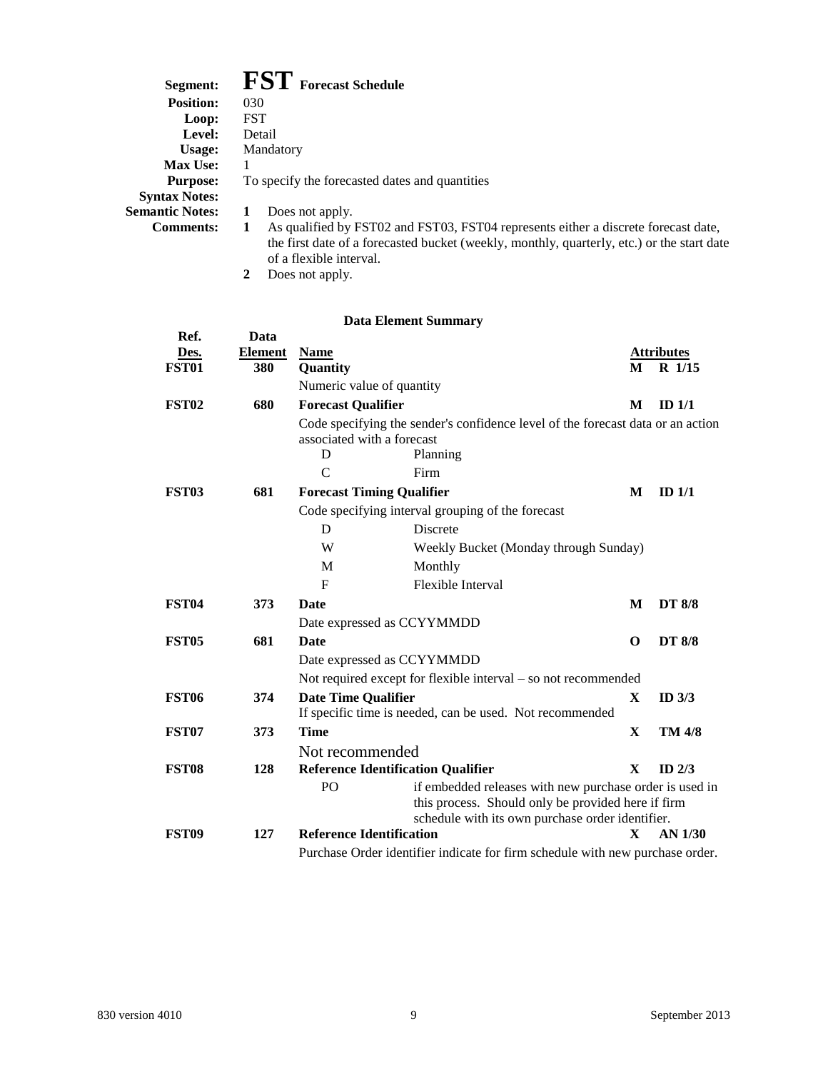**Segment:** **FST** **Forecast Schedule**
**Position:** 030
**Loop:** FST
**Level:** Detail
**Usage:** Mandatory
**Max Use:** 1
**Purpose:** To specify the forecasted dates and quantities
**Syntax Notes:**
**Semantic Notes:** **1** Does not apply.
**Comments:**
**1** As qualified by FST02 and FST03, FST04 represents either a discrete forecast date, the first date of a forecasted bucket (weekly, monthly, quarterly, etc.) or the start date of a flexible interval.
**2** Does not apply.

**Data Element Summary**

| Ref. Des. | Data Element | Name | | Attributes | |
|---|---|---|---|---|---|
| **FST01** | **380** | **Quantity** | | **M** | **R 1/15** |
| | | Numeric value of quantity | | | |
| **FST02** | **680** | **Forecast Qualifier** | | **M** | **ID 1/1** |
| | | Code specifying the sender's confidence level of the forecast data or an action associated with a forecast | | | |
| | | D | Planning | | |
| | | C | Firm | | |
| **FST03** | **681** | **Forecast Timing Qualifier** | | **M** | **ID 1/1** |
| | | Code specifying interval grouping of the forecast | | | |
| | | D | Discrete | | |
| | | W | Weekly Bucket (Monday through Sunday) | | |
| | | M | Monthly | | |
| | | F | Flexible Interval | | |
| **FST04** | **373** | **Date** | | **M** | **DT 8/8** |
| | | Date expressed as CCYYMMDD | | | |
| **FST05** | **681** | **Date** | | **O** | **DT 8/8** |
| | | Date expressed as CCYYMMDD | | | |
| | | Not required except for flexible interval – so not recommended | | | |
| **FST06** | **374** | **Date Time Qualifier** | | **X** | **ID 3/3** |
| | | If specific time is needed, can be used. Not recommended | | | |
| **FST07** | **373** | **Time** | | **X** | **TM 4/8** |
| | | Not recommended | | | |
| **FST08** | **128** | **Reference Identification Qualifier** | | **X** | **ID 2/3** |
| | | PO | if embedded releases with new purchase order is used in this process. Should only be provided here if firm schedule with its own purchase order identifier. | | |
| **FST09** | **127** | **Reference Identification** | | **X** | **AN 1/30** |
| | | Purchase Order identifier indicate for firm schedule with new purchase order. | | | |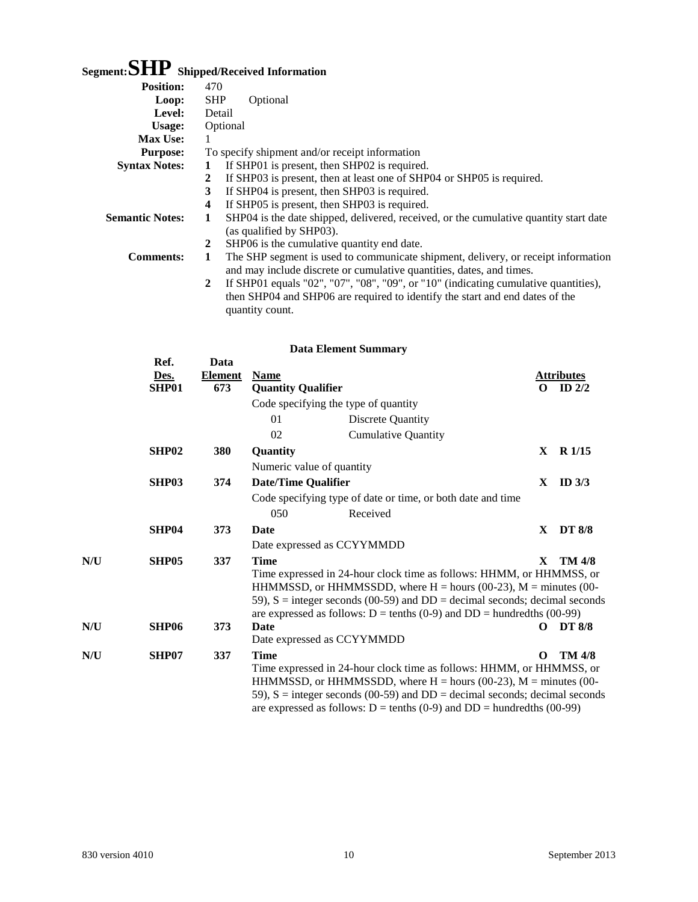# Segment: SHP Shipped/Received Information

**Position:** 470

**Loop:** SHP Optional

**Level:** Detail

**Usage:** Optional

**Max Use:** 1

**Purpose:** To specify shipment and/or receipt information

**Syntax Notes:**

1. If SHP01 is present, then SHP02 is required.
2. If SHP03 is present, then at least one of SHP04 or SHP05 is required.
3. If SHP04 is present, then SHP03 is required.
4. If SHP05 is present, then SHP03 is required.

**Semantic Notes:**

1. SHP04 is the date shipped, delivered, received, or the cumulative quantity start date (as qualified by SHP03).
2. SHP06 is the cumulative quantity end date.

**Comments:**

1. The SHP segment is used to communicate shipment, delivery, or receipt information and may include discrete or cumulative quantities, dates, and times.
2. If SHP01 equals "02", "07", "08", "09", or "10" (indicating cumulative quantities), then SHP04 and SHP06 are required to identify the start and end dates of the quantity count.

## Data Element Summary

| | Ref. Des. | Data Element | Name | | Attributes | |
|---|---|---|---|---|---|---|
| | SHP01 | 673 | **Quantity Qualifier** | O | ID 2/2 |
| | | | Code specifying the type of quantity | | | |
| | | | 01 — Discrete Quantity | | | |
| | | | 02 — Cumulative Quantity | | | |
| | SHP02 | 380 | **Quantity** | X | R 1/15 |
| | | | Numeric value of quantity | | | |
| | SHP03 | 374 | **Date/Time Qualifier** | X | ID 3/3 |
| | | | Code specifying type of date or time, or both date and time | | | |
| | | | 050 — Received | | | |
| | SHP04 | 373 | **Date** | X | DT 8/8 |
| | | | Date expressed as CCYYMMDD | | | |
| N/U | SHP05 | 337 | **Time** | X | TM 4/8 |
| | | | Time expressed in 24-hour clock time as follows: HHMM, or HHMMSS, or HHMMSSD, or HHMMSSDD, where H = hours (00-23), M = minutes (00-59), S = integer seconds (00-59) and DD = decimal seconds; decimal seconds are expressed as follows: D = tenths (0-9) and DD = hundredths (00-99) | | | |
| N/U | SHP06 | 373 | **Date** | O | DT 8/8 |
| | | | Date expressed as CCYYMMDD | | | |
| N/U | SHP07 | 337 | **Time** | O | TM 4/8 |
| | | | Time expressed in 24-hour clock time as follows: HHMM, or HHMMSS, or HHMMSSD, or HHMMSSDD, where H = hours (00-23), M = minutes (00-59), S = integer seconds (00-59) and DD = decimal seconds; decimal seconds are expressed as follows: D = tenths (0-9) and DD = hundredths (00-99) | | | |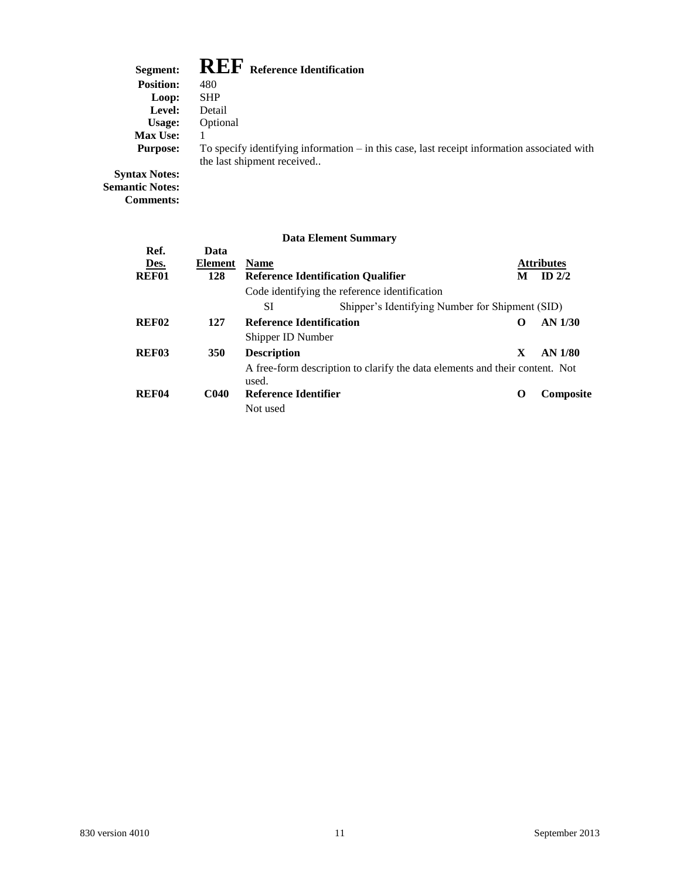**Segment:** **REF** **Reference Identification**

**Position:** 480

**Loop:** SHP

**Level:** Detail

**Usage:** Optional

**Max Use:** 1

**Purpose:** To specify identifying information – in this case, last receipt information associated with the last shipment received..

**Syntax Notes:**

**Semantic Notes:**

**Comments:**

### Data Element Summary

| Ref. Des. | Data Element | Name | | Attributes |
|---|---|---|---|---|
| **REF01** | **128** | **Reference Identification Qualifier** | **M** | **ID 2/2** |
| | | Code identifying the reference identification | | |
| | | SI — Shipper's Identifying Number for Shipment (SID) | | |
| **REF02** | **127** | **Reference Identification** | **O** | **AN 1/30** |
| | | Shipper ID Number | | |
| **REF03** | **350** | **Description** | **X** | **AN 1/80** |
| | | A free-form description to clarify the data elements and their content. Not used. | | |
| **REF04** | **C040** | **Reference Identifier** | **O** | **Composite** |
| | | Not used | | |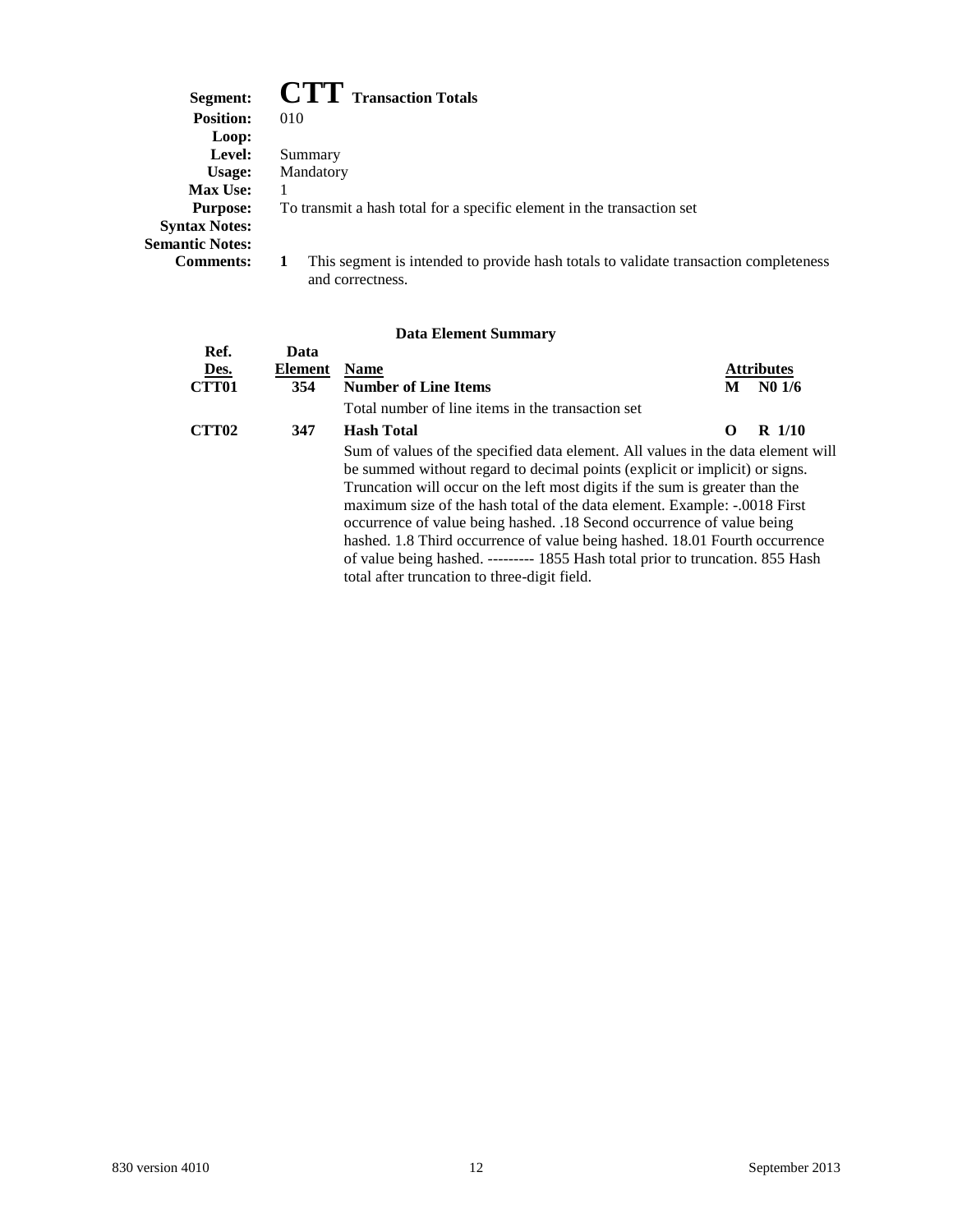**Segment:** **CTT** **Transaction Totals**
**Position:** 010
**Loop:**
**Level:** Summary
**Usage:** Mandatory
**Max Use:** 1
**Purpose:** To transmit a hash total for a specific element in the transaction set
**Syntax Notes:**
**Semantic Notes:**
**Comments:**
1. This segment is intended to provide hash totals to validate transaction completeness and correctness.

### Data Element Summary

| Ref. Des. | Data Element | Name | | Attributes |
|---|---|---|---|---|
| **CTT01** | **354** | **Number of Line Items** | **M** | **N0 1/6** |
| | | Total number of line items in the transaction set | | |
| **CTT02** | **347** | **Hash Total** | **O** | **R 1/10** |
| | | Sum of values of the specified data element. All values in the data element will be summed without regard to decimal points (explicit or implicit) or signs. Truncation will occur on the left most digits if the sum is greater than the maximum size of the hash total of the data element. Example: -.0018 First occurrence of value being hashed. .18 Second occurrence of value being hashed. 1.8 Third occurrence of value being hashed. 18.01 Fourth occurrence of value being hashed. --------- 1855 Hash total prior to truncation. 855 Hash total after truncation to three-digit field. | | |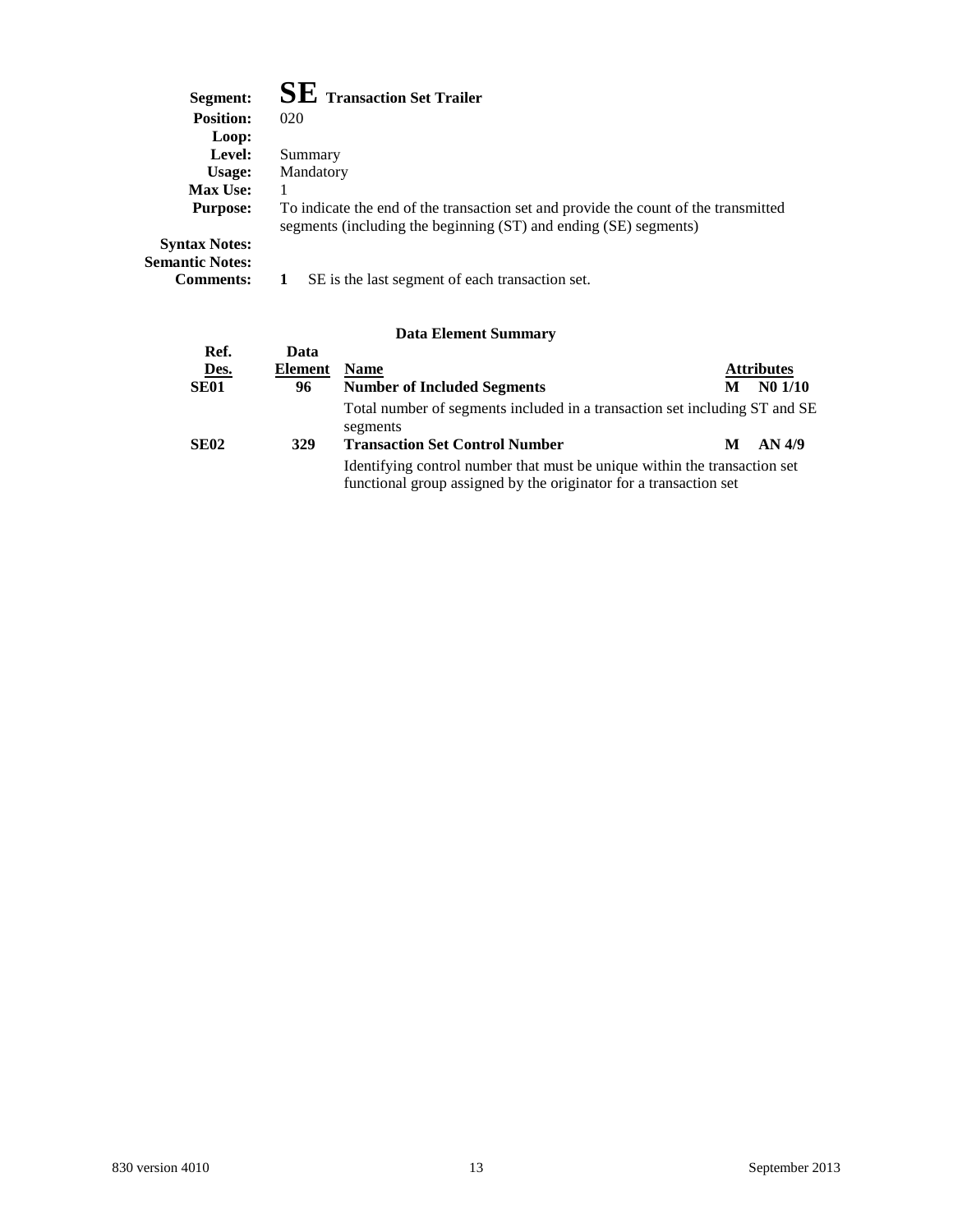**Segment:** **SE** **Transaction Set Trailer**
**Position:** 020
**Loop:**
**Level:** Summary
**Usage:** Mandatory
**Max Use:** 1
**Purpose:** To indicate the end of the transaction set and provide the count of the transmitted segments (including the beginning (ST) and ending (SE) segments)
**Syntax Notes:**
**Semantic Notes:**
**Comments:** **1** SE is the last segment of each transaction set.

### Data Element Summary

| Ref. Des. | Data Element | Name | | Attributes |
|---|---|---|---|---|
| **SE01** | **96** | **Number of Included Segments** | **M** | **N0 1/10** |
| | | Total number of segments included in a transaction set including ST and SE segments | | |
| **SE02** | **329** | **Transaction Set Control Number** | **M** | **AN 4/9** |
| | | Identifying control number that must be unique within the transaction set functional group assigned by the originator for a transaction set | | |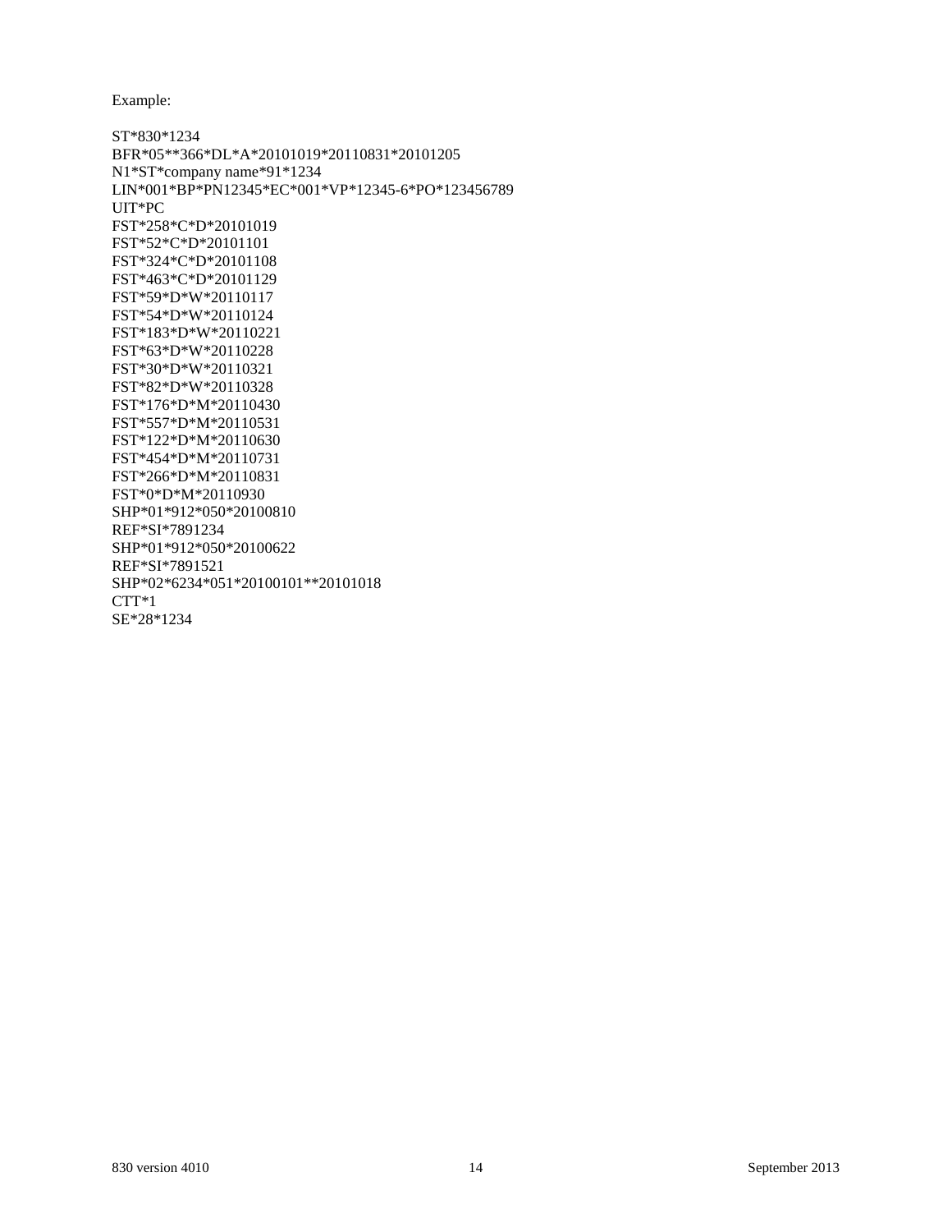Example:

```
ST*830*1234
BFR*05**366*DL*A*20101019*20110831*20101205
N1*ST*company name*91*1234
LIN*001*BP*PN12345*EC*001*VP*12345-6*PO*123456789
UIT*PC
FST*258*C*D*20101019
FST*52*C*D*20101101
FST*324*C*D*20101108
FST*463*C*D*20101129
FST*59*D*W*20110117
FST*54*D*W*20110124
FST*183*D*W*20110221
FST*63*D*W*20110228
FST*30*D*W*20110321
FST*82*D*W*20110328
FST*176*D*M*20110430
FST*557*D*M*20110531
FST*122*D*M*20110630
FST*454*D*M*20110731
FST*266*D*M*20110831
FST*0*D*M*20110930
SHP*01*912*050*20100810
REF*SI*7891234
SHP*01*912*050*20100622
REF*SI*7891521
SHP*02*6234*051*20100101**20101018
CTT*1
SE*28*1234
```